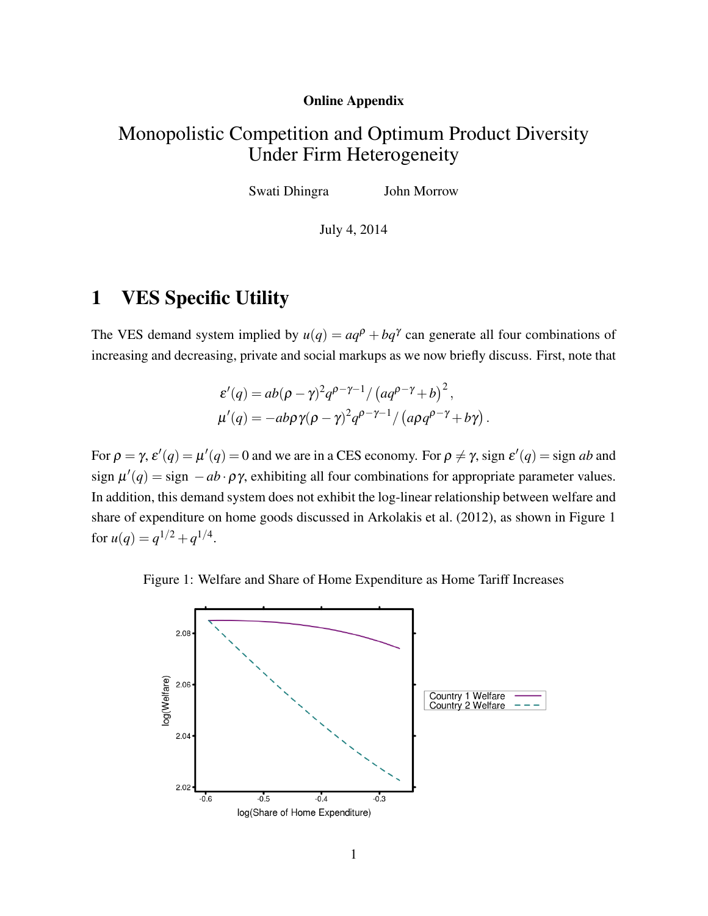**Online Appendix**

# Monopolistic Competition and Optimum Product Diversity Under Firm Heterogeneity

Swati Dhingra  John Morrow

July 4, 2014

## 1 VES Specific Utility

The VES demand system implied by $u(q) = aq^{\rho} + bq^{\gamma}$ can generate all four combinations of increasing and decreasing, private and social markups as we now briefly discuss. First, note that

$$\varepsilon'(q) = ab(\rho-\gamma)^2 q^{\rho-\gamma-1} / \left(aq^{\rho-\gamma} + b\right)^2,$$
$$\mu'(q) = -ab\rho\gamma(\rho-\gamma)^2 q^{\rho-\gamma-1} / \left(a\rho q^{\rho-\gamma} + b\gamma\right).$$

For $\rho = \gamma$, $\varepsilon'(q) = \mu'(q) = 0$ and we are in a CES economy. For $\rho \neq \gamma$, sign $\varepsilon'(q) =$ sign $ab$ and sign $\mu'(q) =$ sign $-ab \cdot \rho\gamma$, exhibiting all four combinations for appropriate parameter values. In addition, this demand system does not exhibit the log-linear relationship between welfare and share of expenditure on home goods discussed in Arkolakis et al. (2012), as shown in Figure 1 for $u(q) = q^{1/2} + q^{1/4}$.

Figure 1: Welfare and Share of Home Expenditure as Home Tariff Increases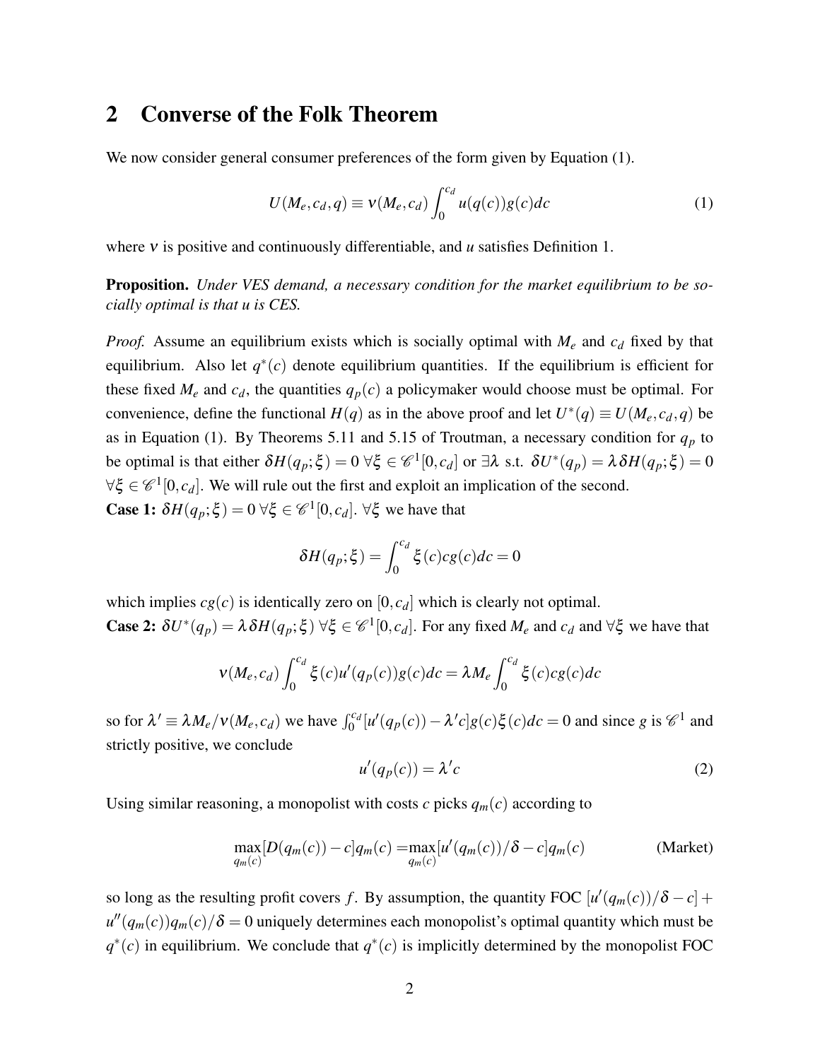## 2 Converse of the Folk Theorem

We now consider general consumer preferences of the form given by Equation (1).

$$U(M_e, c_d, q) \equiv \nu(M_e, c_d) \int_0^{c_d} u(q(c))g(c)dc \tag{1}$$

where $\nu$ is positive and continuously differentiable, and $u$ satisfies Definition 1.

**Proposition.** *Under VES demand, a necessary condition for the market equilibrium to be socially optimal is that u is CES.*

*Proof.* Assume an equilibrium exists which is socially optimal with $M_e$ and $c_d$ fixed by that equilibrium. Also let $q^*(c)$ denote equilibrium quantities. If the equilibrium is efficient for these fixed $M_e$ and $c_d$, the quantities $q_p(c)$ a policymaker would choose must be optimal. For convenience, define the functional $H(q)$ as in the above proof and let $U^*(q) \equiv U(M_e, c_d, q)$ be as in Equation (1). By Theorems 5.11 and 5.15 of Troutman, a necessary condition for $q_p$ to be optimal is that either $\delta H(q_p; \xi) = 0 \; \forall \xi \in \mathscr{C}^1[0, c_d]$ or $\exists \lambda$ s.t. $\delta U^*(q_p) = \lambda \delta H(q_p; \xi) = 0$ $\forall \xi \in \mathscr{C}^1[0, c_d]$. We will rule out the first and exploit an implication of the second.

**Case 1:** $\delta H(q_p; \xi) = 0 \; \forall \xi \in \mathscr{C}^1[0, c_d]$. $\forall \xi$ we have that

$$\delta H(q_p; \xi) = \int_0^{c_d} \xi(c) c g(c) dc = 0$$

which implies $cg(c)$ is identically zero on $[0, c_d]$ which is clearly not optimal.

**Case 2:** $\delta U^*(q_p) = \lambda \delta H(q_p; \xi) \; \forall \xi \in \mathscr{C}^1[0, c_d]$. For any fixed $M_e$ and $c_d$ and $\forall \xi$ we have that

$$\nu(M_e, c_d) \int_0^{c_d} \xi(c) u'(q_p(c)) g(c) dc = \lambda M_e \int_0^{c_d} \xi(c) c g(c) dc$$

so for $\lambda' \equiv \lambda M_e / \nu(M_e, c_d)$ we have $\int_0^{c_d} [u'(q_p(c)) - \lambda' c] g(c) \xi(c) dc = 0$ and since $g$ is $\mathscr{C}^1$ and strictly positive, we conclude

$$u'(q_p(c)) = \lambda' c \tag{2}$$

Using similar reasoning, a monopolist with costs $c$ picks $q_m(c)$ according to

$$\max_{q_m(c)} [D(q_m(c)) - c] q_m(c) = \max_{q_m(c)} [u'(q_m(c))/\delta - c] q_m(c) \tag{Market}$$

so long as the resulting profit covers $f$. By assumption, the quantity FOC $[u'(q_m(c))/\delta - c] + u''(q_m(c)) q_m(c)/\delta = 0$ uniquely determines each monopolist's optimal quantity which must be $q^*(c)$ in equilibrium. We conclude that $q^*(c)$ is implicitly determined by the monopolist FOC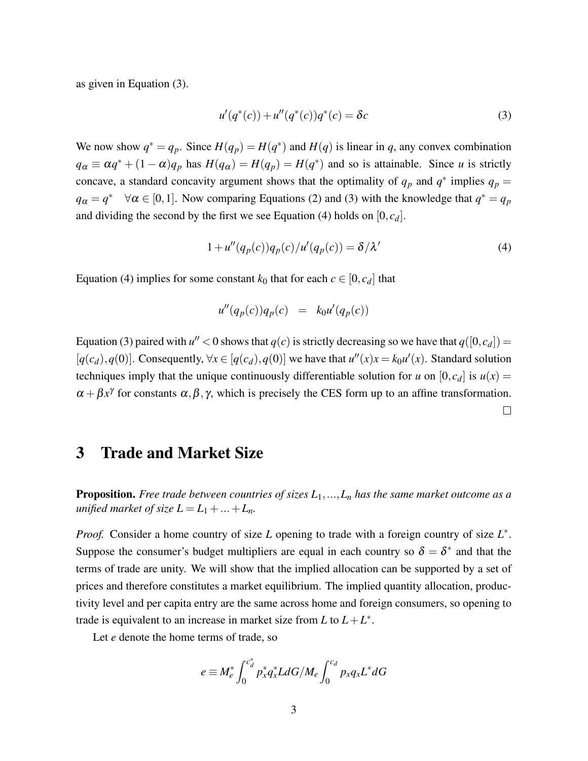as given in Equation (3).

$$u'(q^*(c)) + u''(q^*(c))q^*(c) = \delta c \tag{3}$$

We now show $q^* = q_p$. Since $H(q_p) = H(q^*)$ and $H(q)$ is linear in $q$, any convex combination $q_\alpha \equiv \alpha q^* + (1-\alpha)q_p$ has $H(q_\alpha) = H(q_p) = H(q^*)$ and so is attainable. Since $u$ is strictly concave, a standard concavity argument shows that the optimality of $q_p$ and $q^*$ implies $q_p = q_\alpha = q^* \quad \forall \alpha \in [0,1]$. Now comparing Equations (2) and (3) with the knowledge that $q^* = q_p$ and dividing the second by the first we see Equation (4) holds on $[0, c_d]$.

$$1 + u''(q_p(c))q_p(c)/u'(q_p(c)) = \delta/\lambda' \tag{4}$$

Equation (4) implies for some constant $k_0$ that for each $c \in [0, c_d]$ that

$$u''(q_p(c))q_p(c) \quad = \quad k_0 u'(q_p(c))$$

Equation (3) paired with $u'' < 0$ shows that $q(c)$ is strictly decreasing so we have that $q([0,c_d]) = [q(c_d), q(0)]$. Consequently, $\forall x \in [q(c_d), q(0)]$ we have that $u''(x)x = k_0 u'(x)$. Standard solution techniques imply that the unique continuously differentiable solution for $u$ on $[0, c_d]$ is $u(x) = \alpha + \beta x^\gamma$ for constants $\alpha, \beta, \gamma$, which is precisely the CES form up to an affine transformation. $\square$

# 3 Trade and Market Size

**Proposition.** *Free trade between countries of sizes $L_1, \ldots, L_n$ has the same market outcome as a unified market of size $L = L_1 + \ldots + L_n$.*

*Proof.* Consider a home country of size $L$ opening to trade with a foreign country of size $L^*$. Suppose the consumer's budget multipliers are equal in each country so $\delta = \delta^*$ and that the terms of trade are unity. We will show that the implied allocation can be supported by a set of prices and therefore constitutes a market equilibrium. The implied quantity allocation, productivity level and per capita entry are the same across home and foreign consumers, so opening to trade is equivalent to an increase in market size from $L$ to $L + L^*$.

Let $e$ denote the home terms of trade, so

$$e \equiv M_e^* \int_0^{c_d^*} p_x^* q_x^* L dG / M_e \int_0^{c_d} p_x q_x L^* dG$$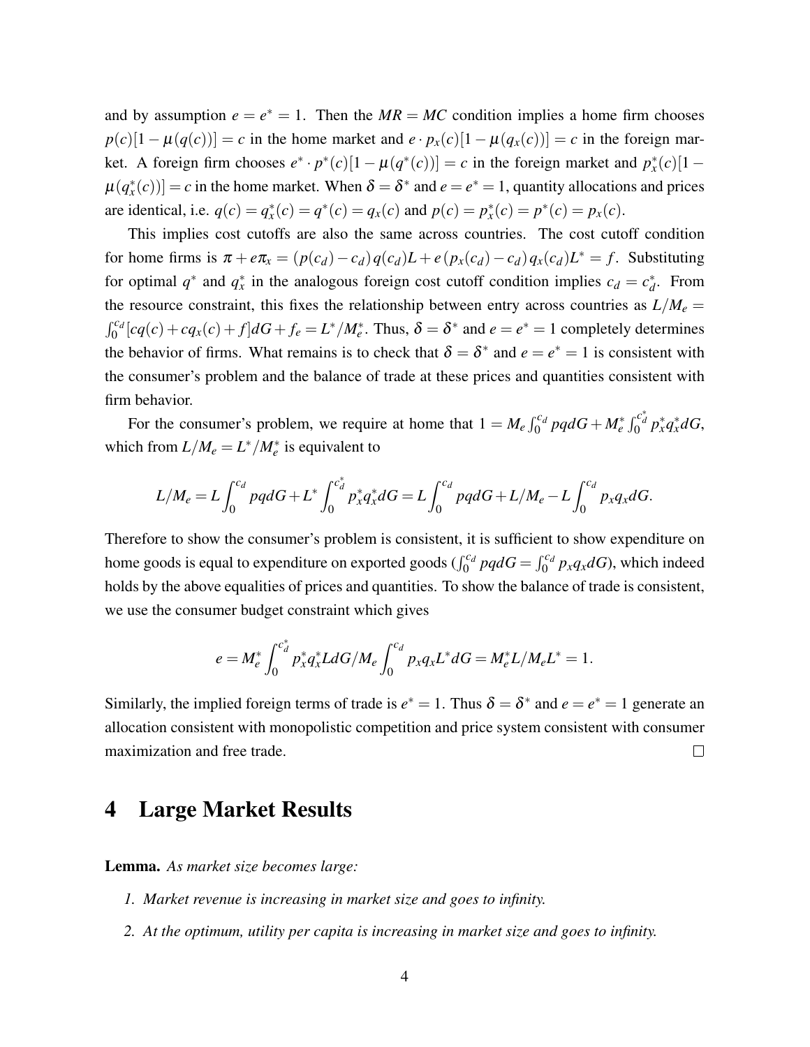and by assumption $e = e^* = 1$. Then the $MR = MC$ condition implies a home firm chooses $p(c)[1-\mu(q(c))] = c$ in the home market and $e \cdot p_x(c)[1-\mu(q_x(c))] = c$ in the foreign market. A foreign firm chooses $e^* \cdot p^*(c)[1-\mu(q^*(c))] = c$ in the foreign market and $p_x^*(c)[1-\mu(q_x^*(c))] = c$ in the home market. When $\delta = \delta^*$ and $e = e^* = 1$, quantity allocations and prices are identical, i.e. $q(c) = q_x^*(c) = q^*(c) = q_x(c)$ and $p(c) = p_x^*(c) = p^*(c) = p_x(c)$.

This implies cost cutoffs are also the same across countries. The cost cutoff condition for home firms is $\pi + e\pi_x = (p(c_d) - c_d)\, q(c_d) L + e\,(p_x(c_d) - c_d)\, q_x(c_d) L^* = f$. Substituting for optimal $q^*$ and $q_x^*$ in the analogous foreign cost cutoff condition implies $c_d = c_d^*$. From the resource constraint, this fixes the relationship between entry across countries as $L/M_e = \int_0^{c_d} [cq(c) + cq_x(c) + f] dG + f_e = L^*/M_e^*$. Thus, $\delta = \delta^*$ and $e = e^* = 1$ completely determines the behavior of firms. What remains is to check that $\delta = \delta^*$ and $e = e^* = 1$ is consistent with the consumer's problem and the balance of trade at these prices and quantities consistent with firm behavior.

For the consumer's problem, we require at home that $1 = M_e \int_0^{c_d} pq dG + M_e^* \int_0^{c_d^*} p_x^* q_x^* dG$, which from $L/M_e = L^*/M_e^*$ is equivalent to

$$L/M_e = L\int_0^{c_d} pq dG + L^* \int_0^{c_d^*} p_x^* q_x^* dG = L\int_0^{c_d} pq dG + L/M_e - L\int_0^{c_d} p_x q_x dG.$$

Therefore to show the consumer's problem is consistent, it is sufficient to show expenditure on home goods is equal to expenditure on exported goods ($\int_0^{c_d} pq dG = \int_0^{c_d} p_x q_x dG$), which indeed holds by the above equalities of prices and quantities. To show the balance of trade is consistent, we use the consumer budget constraint which gives

$$e = M_e^* \int_0^{c_d^*} p_x^* q_x^* L dG / M_e \int_0^{c_d} p_x q_x L^* dG = M_e^* L / M_e L^* = 1.$$

Similarly, the implied foreign terms of trade is $e^* = 1$. Thus $\delta = \delta^*$ and $e = e^* = 1$ generate an allocation consistent with monopolistic competition and price system consistent with consumer maximization and free trade. □

# 4 Large Market Results

**Lemma.** *As market size becomes large:*

1. *Market revenue is increasing in market size and goes to infinity.*
2. *At the optimum, utility per capita is increasing in market size and goes to infinity.*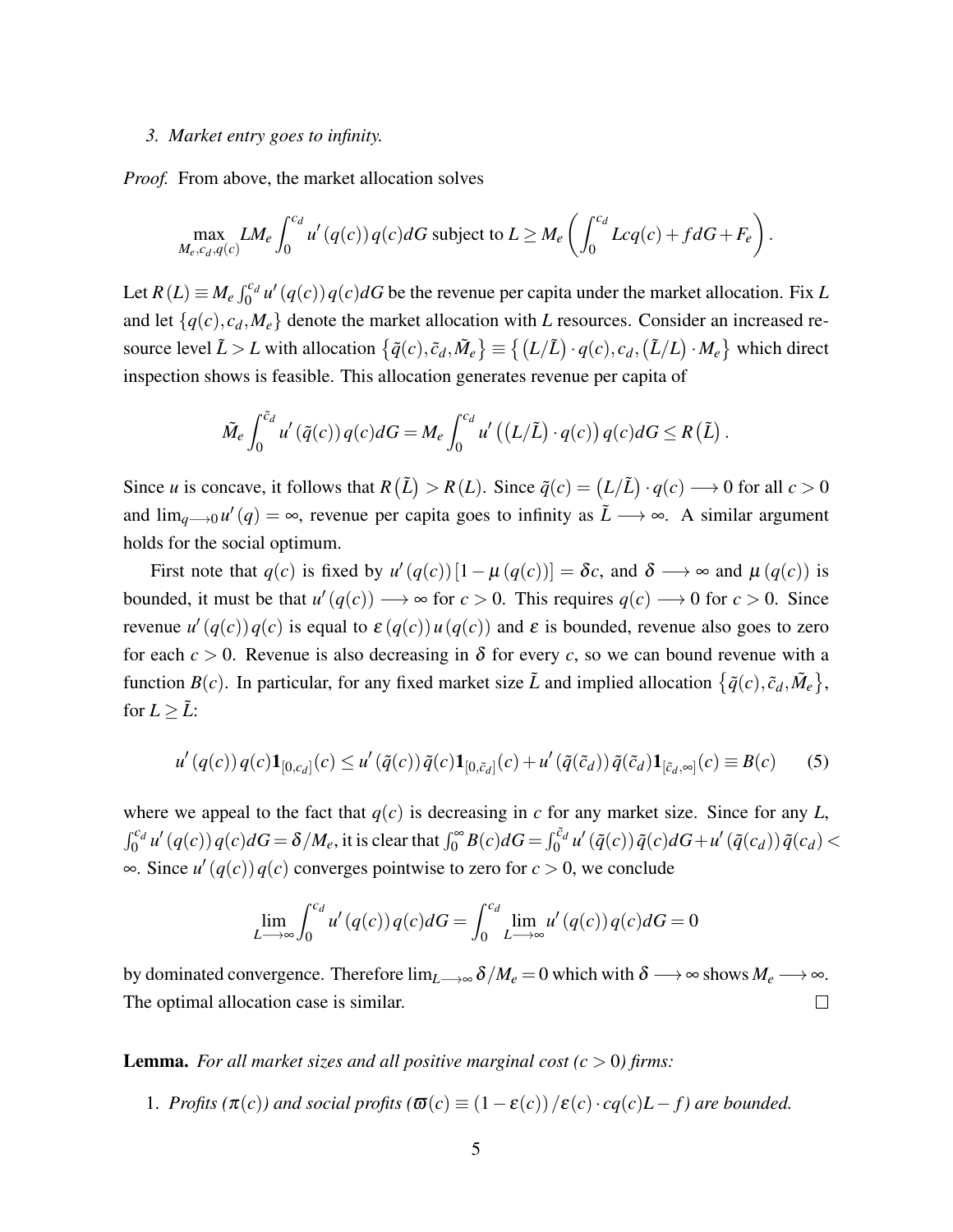3. *Market entry goes to infinity.*

*Proof.* From above, the market allocation solves

$$\max_{M_e, c_d, q(c)} LM_e \int_0^{c_d} u'(q(c))\, q(c) dG \text{ subject to } L \geq M_e \left( \int_0^{c_d} Lcq(c) + f dG + F_e \right).$$

Let $R(L) \equiv M_e \int_0^{c_d} u'(q(c))\, q(c) dG$ be the revenue per capita under the market allocation. Fix $L$ and let $\{q(c), c_d, M_e\}$ denote the market allocation with $L$ resources. Consider an increased resource level $\tilde{L} > L$ with allocation $\{\tilde{q}(c), \tilde{c}_d, \tilde{M}_e\} \equiv \{(L/\tilde{L}) \cdot q(c), c_d, (\tilde{L}/L) \cdot M_e\}$ which direct inspection shows is feasible. This allocation generates revenue per capita of

$$\tilde{M}_e \int_0^{\tilde{c}_d} u'(\tilde{q}(c))\, q(c) dG = M_e \int_0^{c_d} u'\left((L/\tilde{L}) \cdot q(c)\right) q(c) dG \leq R(\tilde{L}).$$

Since $u$ is concave, it follows that $R(\tilde{L}) > R(L)$. Since $\tilde{q}(c) = (L/\tilde{L}) \cdot q(c) \longrightarrow 0$ for all $c > 0$ and $\lim_{q \longrightarrow 0} u'(q) = \infty$, revenue per capita goes to infinity as $\tilde{L} \longrightarrow \infty$. A similar argument holds for the social optimum.

First note that $q(c)$ is fixed by $u'(q(c))[1 - \mu(q(c))] = \delta c$, and $\delta \longrightarrow \infty$ and $\mu(q(c))$ is bounded, it must be that $u'(q(c)) \longrightarrow \infty$ for $c > 0$. This requires $q(c) \longrightarrow 0$ for $c > 0$. Since revenue $u'(q(c))\, q(c)$ is equal to $\varepsilon(q(c))\, u(q(c))$ and $\varepsilon$ is bounded, revenue also goes to zero for each $c > 0$. Revenue is also decreasing in $\delta$ for every $c$, so we can bound revenue with a function $B(c)$. In particular, for any fixed market size $\tilde{L}$ and implied allocation $\{\tilde{q}(c), \tilde{c}_d, \tilde{M}_e\}$, for $L \geq \tilde{L}$:

$$u'(q(c))\, q(c) \mathbf{1}_{[0,c_d]}(c) \leq u'(\tilde{q}(c))\, \tilde{q}(c) \mathbf{1}_{[0,\tilde{c}_d]}(c) + u'(\tilde{q}(\tilde{c}_d))\, \tilde{q}(\tilde{c}_d) \mathbf{1}_{[\tilde{c}_d, \infty]}(c) \equiv B(c) \tag{5}$$

where we appeal to the fact that $q(c)$ is decreasing in $c$ for any market size. Since for any $L$, $\int_0^{c_d} u'(q(c))\, q(c) dG = \delta / M_e$, it is clear that $\int_0^{\infty} B(c) dG = \int_0^{\tilde{c}_d} u'(\tilde{q}(c))\, \tilde{q}(c) dG + u'(\tilde{q}(c_d))\, \tilde{q}(c_d) < \infty$. Since $u'(q(c))\, q(c)$ converges pointwise to zero for $c > 0$, we conclude

$$\lim_{L \longrightarrow \infty} \int_0^{c_d} u'(q(c))\, q(c) dG = \int_0^{c_d} \lim_{L \longrightarrow \infty} u'(q(c))\, q(c) dG = 0$$

by dominated convergence. Therefore $\lim_{L \longrightarrow \infty} \delta / M_e = 0$ which with $\delta \longrightarrow \infty$ shows $M_e \longrightarrow \infty$. The optimal allocation case is similar. □

**Lemma.** *For all market sizes and all positive marginal cost ($c > 0$) firms:*

1. *Profits ($\pi(c)$) and social profits ($\varpi(c) \equiv (1 - \varepsilon(c)) / \varepsilon(c) \cdot cq(c)L - f$) are bounded.*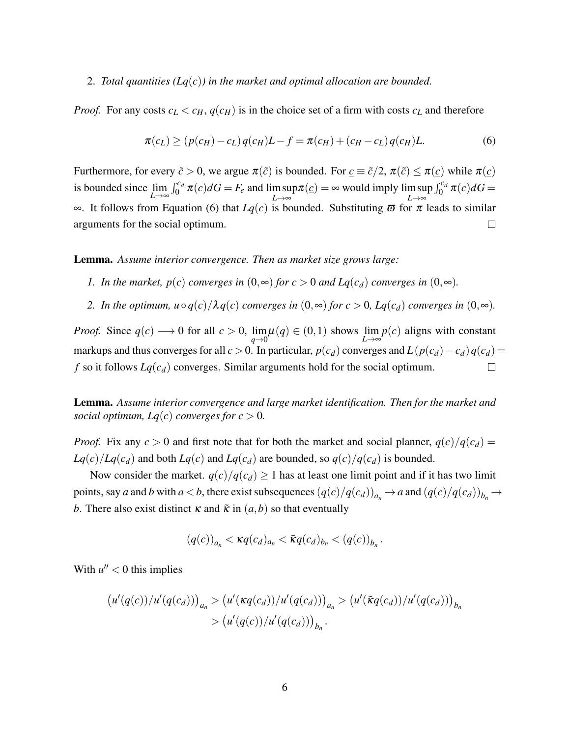2. *Total quantities ($Lq(c)$) in the market and optimal allocation are bounded.*

*Proof.* For any costs $c_L < c_H$, $q(c_H)$ is in the choice set of a firm with costs $c_L$ and therefore

$$\pi(c_L) \geq (p(c_H) - c_L)\, q(c_H) L - f = \pi(c_H) + (c_H - c_L)\, q(c_H) L. \tag{6}$$

Furthermore, for every $\tilde{c} > 0$, we argue $\pi(\tilde{c})$ is bounded. For $\underline{c} \equiv \tilde{c}/2$, $\pi(\tilde{c}) \leq \pi(\underline{c})$ while $\pi(\underline{c})$ is bounded since $\lim_{L\to\infty} \int_0^{c_d} \pi(c) dG = F_e$ and $\limsup_{L\to\infty} \pi(\underline{c}) = \infty$ would imply $\limsup_{L\to\infty} \int_0^{c_d} \pi(c) dG = \infty$. It follows from Equation (6) that $Lq(c)$ is bounded. Substituting $\varpi$ for $\pi$ leads to similar arguments for the social optimum. □

**Lemma.** *Assume interior convergence. Then as market size grows large:*

1. *In the market, $p(c)$ converges in $(0, \infty)$ for $c > 0$ and $Lq(c_d)$ converges in $(0, \infty)$.*
2. *In the optimum, $u \circ q(c)/\lambda q(c)$ converges in $(0, \infty)$ for $c > 0$, $Lq(c_d)$ converges in $(0, \infty)$.*

*Proof.* Since $q(c) \longrightarrow 0$ for all $c > 0$, $\lim_{q\to 0} \mu(q) \in (0,1)$ shows $\lim_{L\to\infty} p(c)$ aligns with constant markups and thus converges for all $c > 0$. In particular, $p(c_d)$ converges and $L\,(p(c_d) - c_d)\, q(c_d) = f$ so it follows $Lq(c_d)$ converges. Similar arguments hold for the social optimum. □

**Lemma.** *Assume interior convergence and large market identification. Then for the market and social optimum, $Lq(c)$ converges for $c > 0$.*

*Proof.* Fix any $c > 0$ and first note that for both the market and social planner, $q(c)/q(c_d) = Lq(c)/Lq(c_d)$ and both $Lq(c)$ and $Lq(c_d)$ are bounded, so $q(c)/q(c_d)$ is bounded.

Now consider the market. $q(c)/q(c_d) \geq 1$ has at least one limit point and if it has two limit points, say $a$ and $b$ with $a < b$, there exist subsequences $\left(q(c)/q(c_d)\right)_{a_n} \to a$ and $\left(q(c)/q(c_d)\right)_{b_n} \to b$. There also exist distinct $\kappa$ and $\tilde{\kappa}$ in $(a, b)$ so that eventually

$$\left(q(c)\right)_{a_n} < \kappa q(c_d)_{a_n} < \tilde{\kappa} q(c_d)_{b_n} < \left(q(c)\right)_{b_n}.$$

With $u'' < 0$ this implies

$$\begin{aligned}
\left(u'(q(c))/u'(q(c_d))\right)_{a_n} > \left(u'(\kappa q(c_d))/u'(q(c_d))\right)_{a_n} > \left(u'(\tilde{\kappa} q(c_d))/u'(q(c_d))\right)_{b_n} \\
> \left(u'(q(c))/u'(q(c_d))\right)_{b_n}.
\end{aligned}$$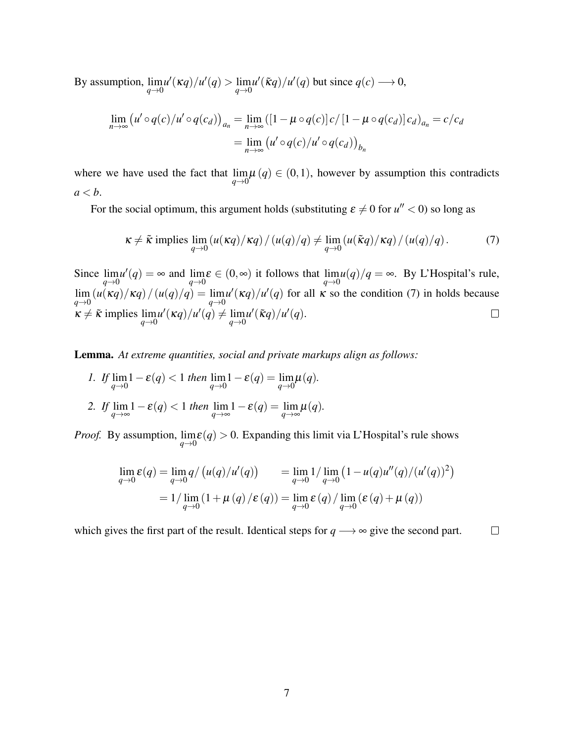By assumption, $\lim_{q\to 0} u'(\kappa q)/u'(q) > \lim_{q\to 0} u'(\tilde{\kappa} q)/u'(q)$ but since $q(c) \longrightarrow 0$,

$$\lim_{n\to\infty} \left(u'\circ q(c)/u'\circ q(c_d)\right)_{a_n} = \lim_{n\to\infty} \left([1-\mu\circ q(c)]\,c/[1-\mu\circ q(c_d)]\,c_d\right)_{a_n} = c/c_d$$
$$= \lim_{n\to\infty} \left(u'\circ q(c)/u'\circ q(c_d)\right)_{b_n}$$

where we have used the fact that $\lim_{q\to 0} \mu(q) \in (0,1)$, however by assumption this contradicts $a < b$.

For the social optimum, this argument holds (substituting $\varepsilon \neq 0$ for $u'' < 0$) so long as

$$\kappa \neq \tilde{\kappa} \text{ implies } \lim_{q\to 0} \left(u(\kappa q)/\kappa q\right)/\left(u(q)/q\right) \neq \lim_{q\to 0} \left(u(\tilde{\kappa} q)/\kappa q\right)/\left(u(q)/q\right). \tag{7}$$

Since $\lim_{q\to 0} u'(q) = \infty$ and $\lim_{q\to 0} \varepsilon \in (0,\infty)$ it follows that $\lim_{q\to 0} u(q)/q = \infty$. By L'Hospital's rule, $\lim_{q\to 0} \left(u(\kappa q)/\kappa q\right)/\left(u(q)/q\right) = \lim_{q\to 0} u'(\kappa q)/u'(q)$ for all $\kappa$ so the condition (7) in holds because $\kappa \neq \tilde{\kappa}$ implies $\lim_{q\to 0} u'(\kappa q)/u'(q) \neq \lim_{q\to 0} u'(\tilde{\kappa} q)/u'(q)$. □

**Lemma.** *At extreme quantities, social and private markups align as follows:*

1. *If* $\lim_{q\to 0} 1-\varepsilon(q) < 1$ *then* $\lim_{q\to 0} 1-\varepsilon(q) = \lim_{q\to 0} \mu(q)$.
2. *If* $\lim_{q\to\infty} 1-\varepsilon(q) < 1$ *then* $\lim_{q\to\infty} 1-\varepsilon(q) = \lim_{q\to\infty} \mu(q)$.

*Proof.* By assumption, $\lim_{q\to 0} \varepsilon(q) > 0$. Expanding this limit via L'Hospital's rule shows

$$\lim_{q\to 0} \varepsilon(q) = \lim_{q\to 0} q/\left(u(q)/u'(q)\right) \qquad = \lim_{q\to 0} 1/\lim_{q\to 0}\left(1 - u(q)u''(q)/(u'(q))^2\right)$$
$$= 1/\lim_{q\to 0}\left(1+\mu(q)/\varepsilon(q)\right) = \lim_{q\to 0} \varepsilon(q)/\lim_{q\to 0}\left(\varepsilon(q)+\mu(q)\right)$$

which gives the first part of the result. Identical steps for $q \longrightarrow \infty$ give the second part. □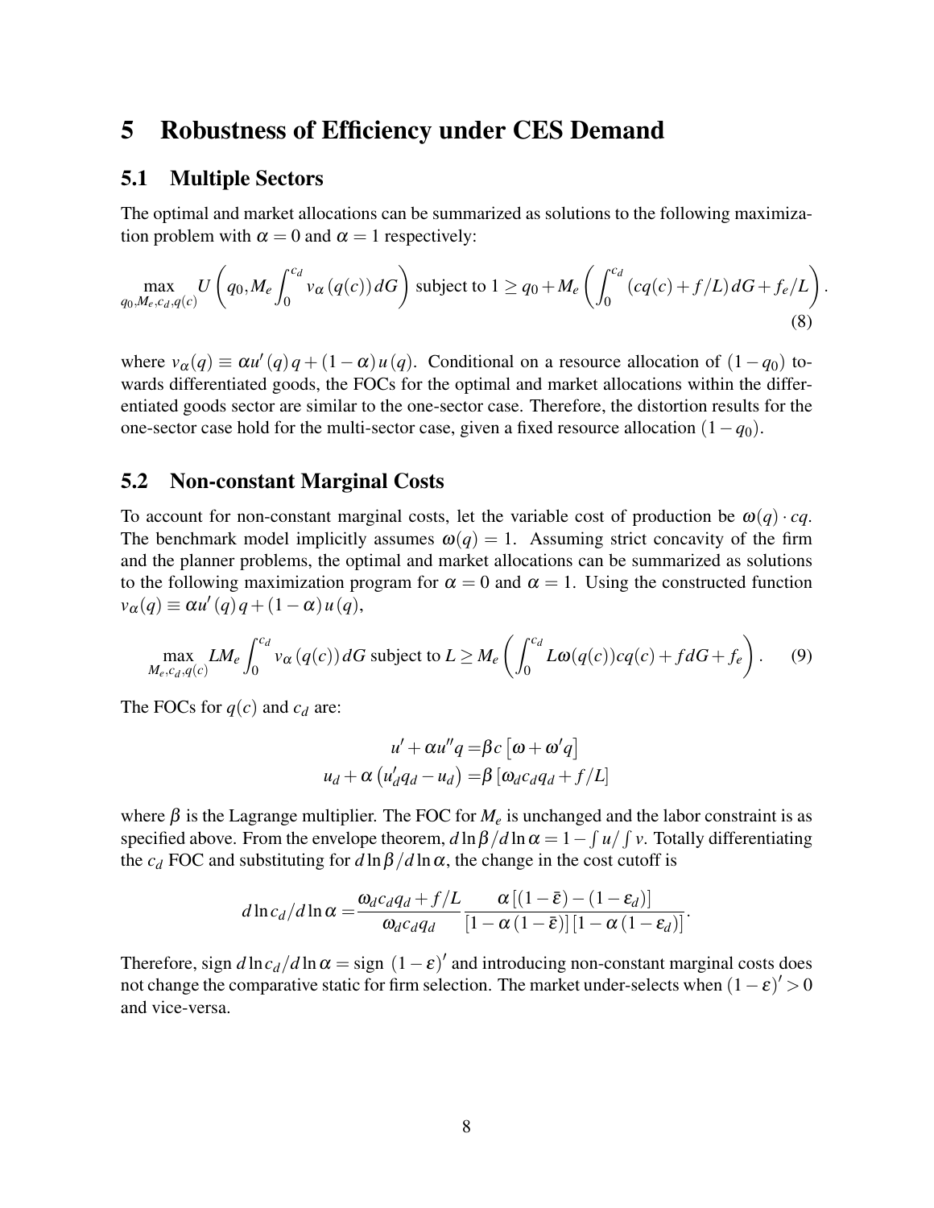# 5 Robustness of Efficiency under CES Demand

## 5.1 Multiple Sectors

The optimal and market allocations can be summarized as solutions to the following maximization problem with $\alpha = 0$ and $\alpha = 1$ respectively:

$$\max_{q_0, M_e, c_d, q(c)} U\left(q_0, M_e \int_0^{c_d} v_\alpha(q(c))\, dG\right) \text{ subject to } 1 \geq q_0 + M_e \left(\int_0^{c_d} (cq(c) + f/L)\, dG + f_e/L\right). \tag{8}$$

where $v_\alpha(q) \equiv \alpha u'(q)\, q + (1-\alpha)\, u(q)$. Conditional on a resource allocation of $(1-q_0)$ towards differentiated goods, the FOCs for the optimal and market allocations within the differentiated goods sector are similar to the one-sector case. Therefore, the distortion results for the one-sector case hold for the multi-sector case, given a fixed resource allocation $(1-q_0)$.

## 5.2 Non-constant Marginal Costs

To account for non-constant marginal costs, let the variable cost of production be $\omega(q) \cdot cq$. The benchmark model implicitly assumes $\omega(q) = 1$. Assuming strict concavity of the firm and the planner problems, the optimal and market allocations can be summarized as solutions to the following maximization program for $\alpha = 0$ and $\alpha = 1$. Using the constructed function $v_\alpha(q) \equiv \alpha u'(q)\, q + (1-\alpha)\, u(q)$,

$$\max_{M_e, c_d, q(c)} L M_e \int_0^{c_d} v_\alpha(q(c))\, dG \text{ subject to } L \geq M_e \left(\int_0^{c_d} L\omega(q(c))cq(c) + f dG + f_e\right). \tag{9}$$

The FOCs for $q(c)$ and $c_d$ are:

$$\begin{aligned} u' + \alpha u'' q &= \beta c\left[\omega + \omega' q\right] \\ u_d + \alpha\left(u_d' q_d - u_d\right) &= \beta\left[\omega_d c_d q_d + f/L\right] \end{aligned}$$

where $\beta$ is the Lagrange multiplier. The FOC for $M_e$ is unchanged and the labor constraint is as specified above. From the envelope theorem, $d\ln\beta/d\ln\alpha = 1 - \int u / \int v$. Totally differentiating the $c_d$ FOC and substituting for $d\ln\beta/d\ln\alpha$, the change in the cost cutoff is

$$d\ln c_d/d\ln\alpha = \frac{\omega_d c_d q_d + f/L}{\omega_d c_d q_d} \frac{\alpha\left[(1-\bar{\varepsilon}) - (1-\varepsilon_d)\right]}{\left[1-\alpha(1-\bar{\varepsilon})\right]\left[1-\alpha(1-\varepsilon_d)\right]}.$$

Therefore, sign $d\ln c_d/d\ln\alpha =$ sign $(1-\varepsilon)'$ and introducing non-constant marginal costs does not change the comparative static for firm selection. The market under-selects when $(1-\varepsilon)' > 0$ and vice-versa.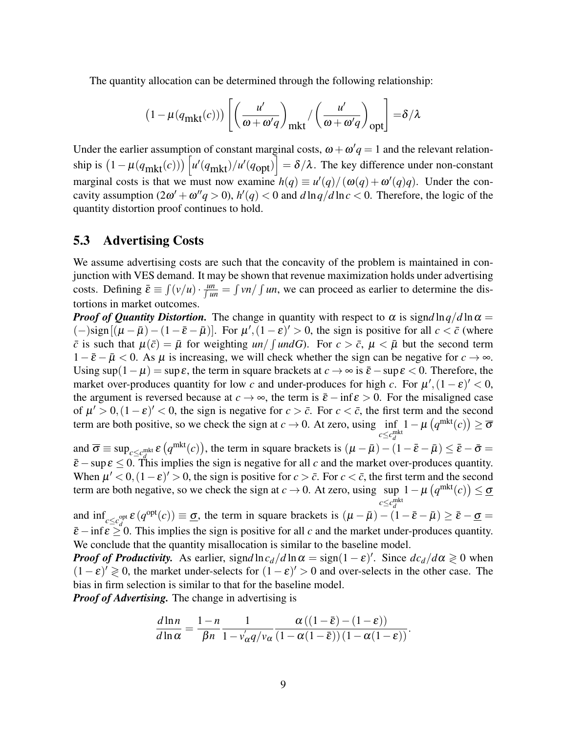The quantity allocation can be determined through the following relationship:

$$\left(1-\mu(q_{\text{mkt}}(c))\right)\left[\left(\frac{u'}{\omega+\omega'q}\right)_{\text{mkt}} / \left(\frac{u'}{\omega+\omega'q}\right)_{\text{opt}}\right] = \delta/\lambda$$

Under the earlier assumption of constant marginal costs, $\omega+\omega'q=1$ and the relevant relationship is $\left(1-\mu(q_{\text{mkt}}(c))\right)\left[u'(q_{\text{mkt}})/u'(q_{\text{opt}})\right] = \delta/\lambda$. The key difference under non-constant marginal costs is that we must now examine $h(q) \equiv u'(q)/(\omega(q)+\omega'(q)q)$. Under the concavity assumption ($2\omega'+\omega''q>0$), $h'(q)<0$ and $d\ln q/d\ln c<0$. Therefore, the logic of the quantity distortion proof continues to hold.

## 5.3 Advertising Costs

We assume advertising costs are such that the concavity of the problem is maintained in conjunction with VES demand. It may be shown that revenue maximization holds under advertising costs. Defining $\bar{\varepsilon} \equiv \int (v/u)\cdot \frac{un}{\int un} = \int vn/\int un$, we can proceed as earlier to determine the distortions in market outcomes.

***Proof of Quantity Distortion.*** The change in quantity with respect to $\alpha$ is $\text{sign} d\ln q/d\ln\alpha = (-)\text{sign}\left[(\mu-\bar{\mu})-(1-\bar{\varepsilon}-\bar{\mu})\right]$. For $\mu',(1-\varepsilon)'>0$, the sign is positive for all $c<\bar{c}$ (where $\bar{c}$ is such that $\mu(\bar{c})=\bar{\mu}$ for weighting $un/\int un dG$). For $c>\bar{c}$, $\mu<\bar{\mu}$ but the second term $1-\bar{\varepsilon}-\bar{\mu}<0$. As $\mu$ is increasing, we will check whether the sign can be negative for $c\to\infty$. Using $\sup(1-\mu)=\sup\varepsilon$, the term in square brackets at $c\to\infty$ is $\bar{\varepsilon}-\sup\varepsilon<0$. Therefore, the market over-produces quantity for low $c$ and under-produces for high $c$. For $\mu',(1-\varepsilon)'<0$, the argument is reversed because at $c\to\infty$, the term is $\bar{\varepsilon}-\inf\varepsilon>0$. For the misaligned case of $\mu'>0,(1-\varepsilon)'<0$, the sign is negative for $c>\bar{c}$. For $c<\bar{c}$, the first term and the second term are both positive, so we check the sign at $c\to 0$. At zero, using $\inf_{c\le c_d^{\text{mkt}}} 1-\mu\left(q^{\text{mkt}}(c)\right)\ge\overline{\sigma}$ and $\overline{\sigma}\equiv\sup_{c\le c_d^{\text{mkt}}}\varepsilon\left(q^{\text{mkt}}(c)\right)$, the term in square brackets is $(\mu-\bar{\mu})-(1-\bar{\varepsilon}-\bar{\mu})\le\bar{\varepsilon}-\bar{\sigma}=\bar{\varepsilon}-\sup\varepsilon\le 0$. This implies the sign is negative for all $c$ and the market over-produces quantity. When $\mu'<0,(1-\varepsilon)'>0$, the sign is positive for $c>\bar{c}$. For $c<\bar{c}$, the first term and the second term are both negative, so we check the sign at $c\to 0$. At zero, using $\sup_{c\le c_d^{\text{mkt}}} 1-\mu\left(q^{\text{mkt}}(c)\right)\le\underline{\sigma}$ and $\inf_{c\le c_d^{\text{opt}}}\varepsilon\left(q^{\text{opt}}(c)\right)\equiv\underline{\sigma}$, the term in square brackets is $(\mu-\bar{\mu})-(1-\bar{\varepsilon}-\bar{\mu})\ge\bar{\varepsilon}-\underline{\sigma}=\bar{\varepsilon}-\inf\varepsilon\ge 0$. This implies the sign is positive for all $c$ and the market under-produces quantity. We conclude that the quantity misallocation is similar to the baseline model.

***Proof of Productivity.*** As earlier, $\text{sign} d\ln c_d/d\ln\alpha=\text{sign}(1-\varepsilon)'$. Since $dc_d/d\alpha\gtrless 0$ when $(1-\varepsilon)'\gtrless 0$, the market under-selects for $(1-\varepsilon)'>0$ and over-selects in the other case. The bias in firm selection is similar to that for the baseline model.

***Proof of Advertising.*** The change in advertising is

$$\frac{d\ln n}{d\ln\alpha}=\frac{1-n}{\beta n}\frac{1}{1-v_{\alpha}'q/v_{\alpha}}\frac{\alpha\left((1-\bar{\varepsilon})-(1-\varepsilon)\right)}{\left(1-\alpha(1-\bar{\varepsilon})\right)\left(1-\alpha(1-\varepsilon)\right)}.$$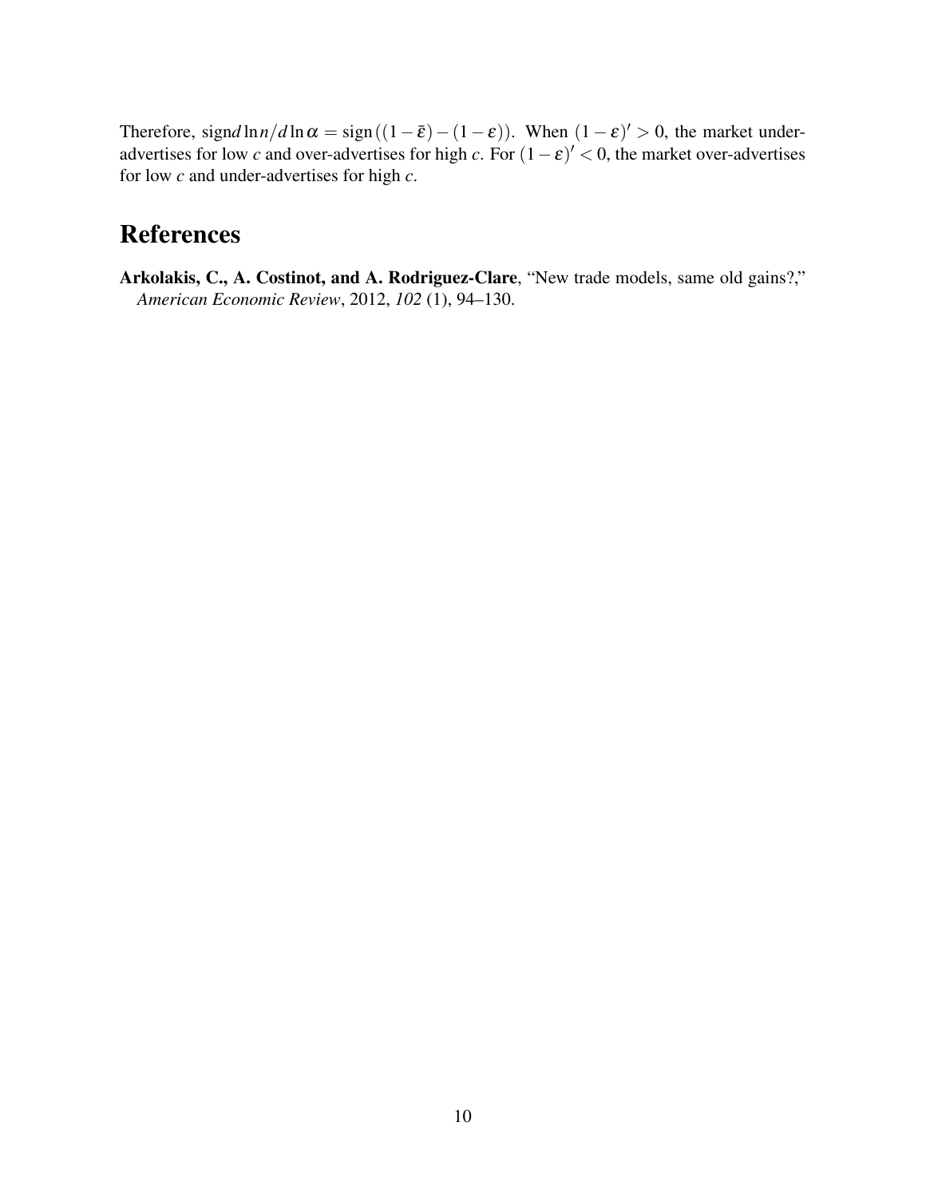Therefore, $\text{sign} d \ln n / d \ln \alpha = \text{sign}\left((1-\bar{\varepsilon}) - (1-\varepsilon)\right)$. When $(1-\varepsilon)' > 0$, the market under-advertises for low $c$ and over-advertises for high $c$. For $(1-\varepsilon)' < 0$, the market over-advertises for low $c$ and under-advertises for high $c$.

# References

**Arkolakis, C., A. Costinot, and A. Rodriguez-Clare**, "New trade models, same old gains?," *American Economic Review*, 2012, *102* (1), 94–130.